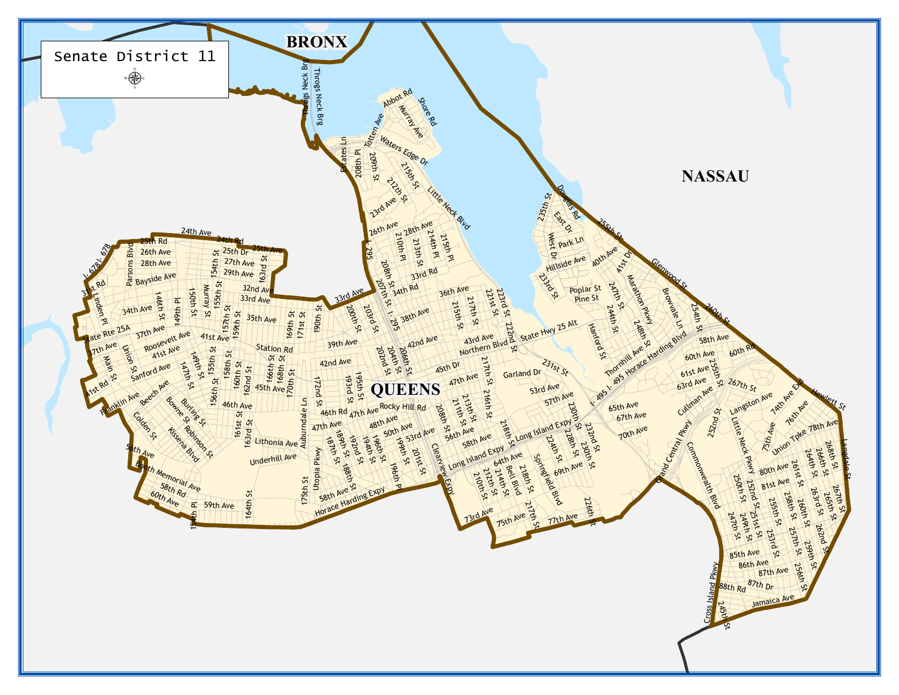# Senate District 11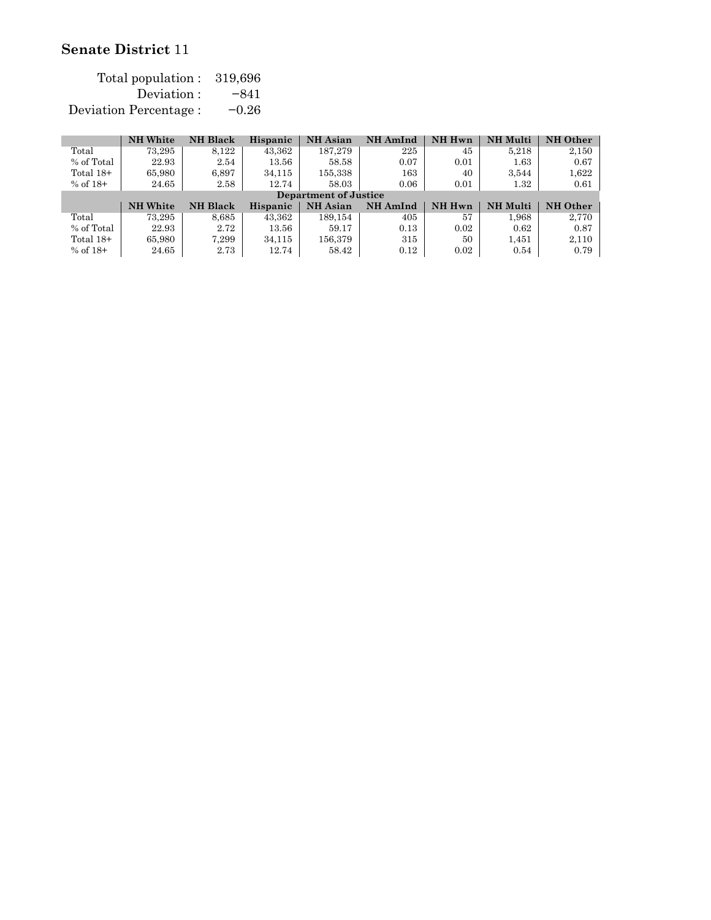## **Senate District** 11

Total population : 319,696
Deviation : −841
Deviation Percentage : −0.26

| | NH White | NH Black | Hispanic | NH Asian | NH AmInd | NH Hwn | NH Multi | NH Other |
|---|---|---|---|---|---|---|---|---|
| Total | 73,295 | 8,122 | 43,362 | 187,279 | 225 | 45 | 5,218 | 2,150 |
| % of Total | 22.93 | 2.54 | 13.56 | 58.58 | 0.07 | 0.01 | 1.63 | 0.67 |
| Total 18+ | 65,980 | 6,897 | 34,115 | 155,338 | 163 | 40 | 3,544 | 1,622 |
| % of 18+ | 24.65 | 2.58 | 12.74 | 58.03 | 0.06 | 0.01 | 1.32 | 0.61 |
| **Department of Justice** | | | | | | | | |
| | **NH White** | **NH Black** | **Hispanic** | **NH Asian** | **NH AmInd** | **NH Hwn** | **NH Multi** | **NH Other** |
| Total | 73,295 | 8,685 | 43,362 | 189,154 | 405 | 57 | 1,968 | 2,770 |
| % of Total | 22.93 | 2.72 | 13.56 | 59.17 | 0.13 | 0.02 | 0.62 | 0.87 |
| Total 18+ | 65,980 | 7,299 | 34,115 | 156,379 | 315 | 50 | 1,451 | 2,110 |
| % of 18+ | 24.65 | 2.73 | 12.74 | 58.42 | 0.12 | 0.02 | 0.54 | 0.79 |